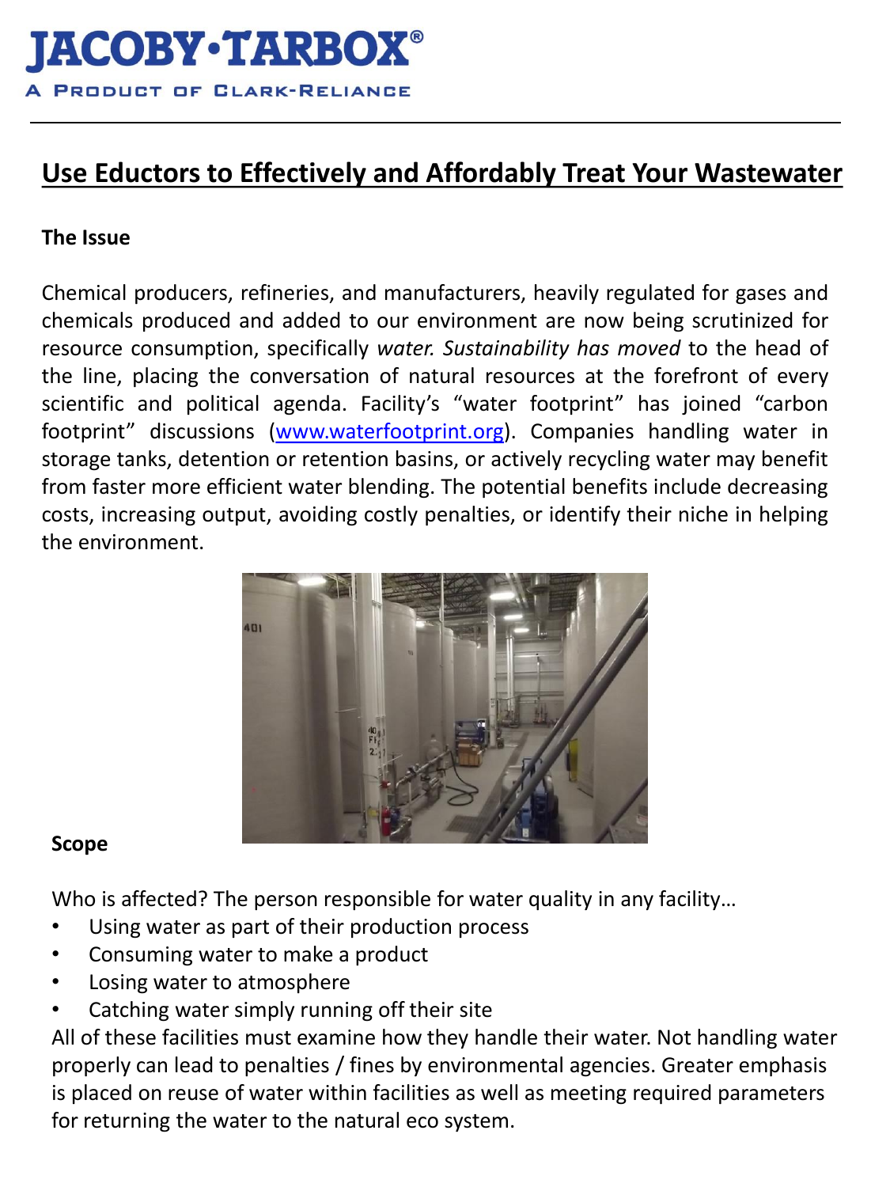# JACOBY·TARBOX®

A PRODUCT OF CLARK-RELIANCE

## Use Eductors to Effectively and Affordably Treat Your Wastewater

**The Issue**

Chemical producers, refineries, and manufacturers, heavily regulated for gases and chemicals produced and added to our environment are now being scrutinized for resource consumption, specifically *water. Sustainability has moved* to the head of the line, placing the conversation of natural resources at the forefront of every scientific and political agenda. Facility's "water footprint" has joined "carbon footprint" discussions (www.waterfootprint.org). Companies handling water in storage tanks, detention or retention basins, or actively recycling water may benefit from faster more efficient water blending. The potential benefits include decreasing costs, increasing output, avoiding costly penalties, or identify their niche in helping the environment.

**Scope**

Who is affected? The person responsible for water quality in any facility…

- Using water as part of their production process
- Consuming water to make a product
- Losing water to atmosphere
- Catching water simply running off their site

All of these facilities must examine how they handle their water. Not handling water properly can lead to penalties / fines by environmental agencies. Greater emphasis is placed on reuse of water within facilities as well as meeting required parameters for returning the water to the natural eco system.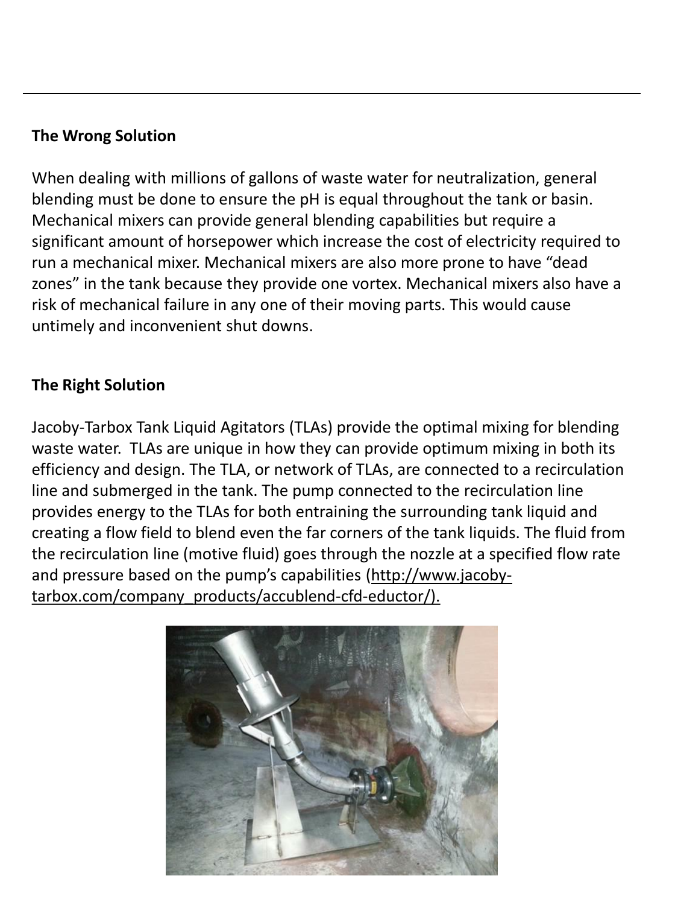**The Wrong Solution**

When dealing with millions of gallons of waste water for neutralization, general blending must be done to ensure the pH is equal throughout the tank or basin. Mechanical mixers can provide general blending capabilities but require a significant amount of horsepower which increase the cost of electricity required to run a mechanical mixer. Mechanical mixers are also more prone to have "dead zones" in the tank because they provide one vortex. Mechanical mixers also have a risk of mechanical failure in any one of their moving parts. This would cause untimely and inconvenient shut downs.

**The Right Solution**

Jacoby-Tarbox Tank Liquid Agitators (TLAs) provide the optimal mixing for blending waste water. TLAs are unique in how they can provide optimum mixing in both its efficiency and design. The TLA, or network of TLAs, are connected to a recirculation line and submerged in the tank. The pump connected to the recirculation line provides energy to the TLAs for both entraining the surrounding tank liquid and creating a flow field to blend even the far corners of the tank liquids. The fluid from the recirculation line (motive fluid) goes through the nozzle at a specified flow rate and pressure based on the pump's capabilities (http://www.jacoby-tarbox.com/company_products/accublend-cfd-eductor/).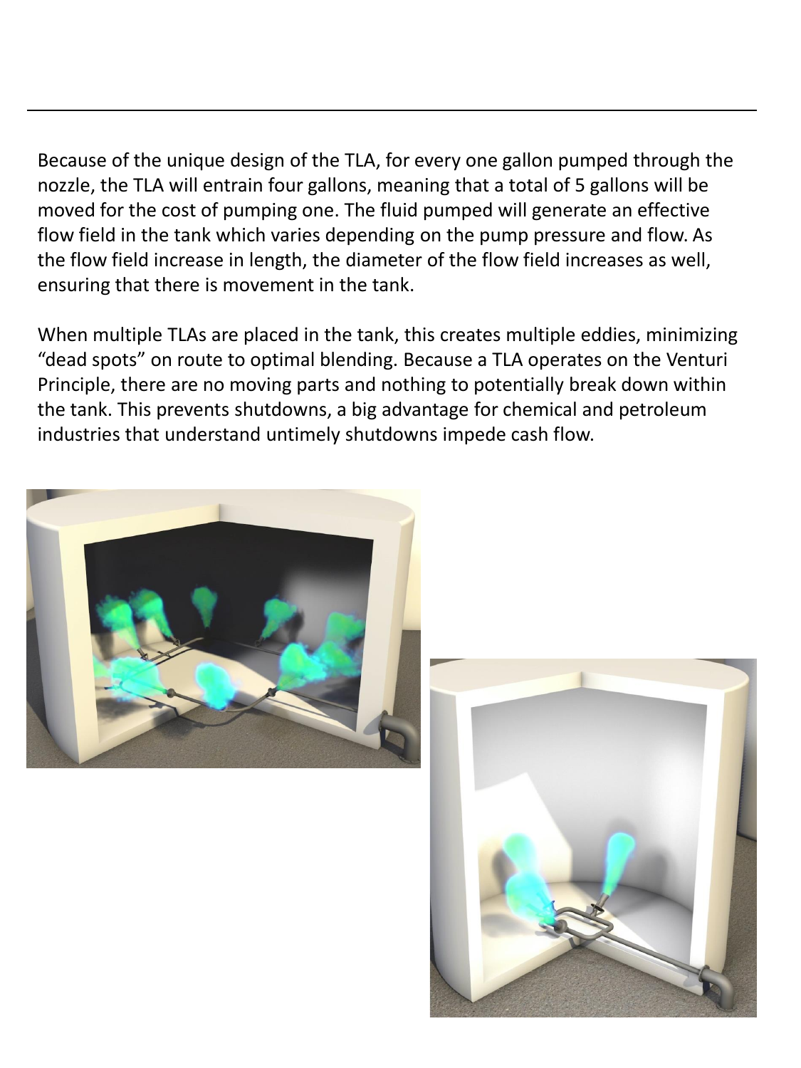Because of the unique design of the TLA, for every one gallon pumped through the nozzle, the TLA will entrain four gallons, meaning that a total of 5 gallons will be moved for the cost of pumping one. The fluid pumped will generate an effective flow field in the tank which varies depending on the pump pressure and flow. As the flow field increase in length, the diameter of the flow field increases as well, ensuring that there is movement in the tank.

When multiple TLAs are placed in the tank, this creates multiple eddies, minimizing "dead spots" on route to optimal blending. Because a TLA operates on the Venturi Principle, there are no moving parts and nothing to potentially break down within the tank. This prevents shutdowns, a big advantage for chemical and petroleum industries that understand untimely shutdowns impede cash flow.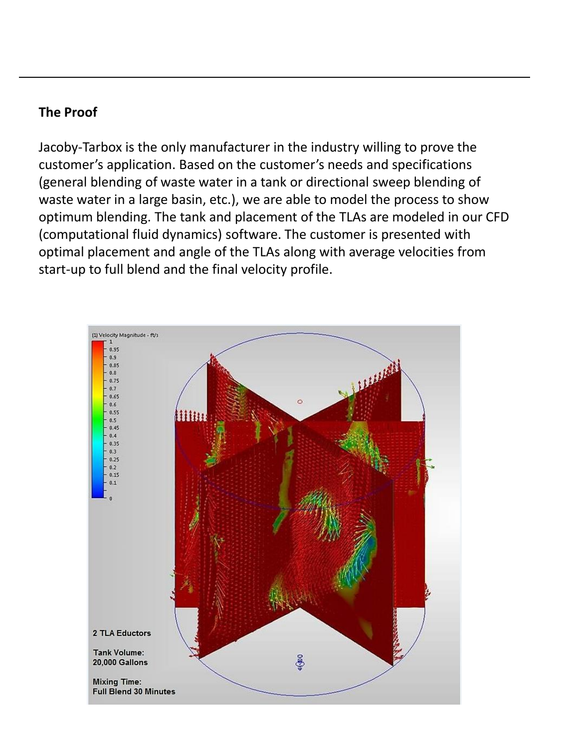**The Proof**

Jacoby-Tarbox is the only manufacturer in the industry willing to prove the customer's application. Based on the customer's needs and specifications (general blending of waste water in a tank or directional sweep blending of waste water in a large basin, etc.), we are able to model the process to show optimum blending. The tank and placement of the TLAs are modeled in our CFD (computational fluid dynamics) software. The customer is presented with optimal placement and angle of the TLAs along with average velocities from start-up to full blend and the final velocity profile.

(1) Velocity Magnitude - ft/s

2 TLA Eductors

Tank Volume:
20,000 Gallons

Mixing Time:
Full Blend 30 Minutes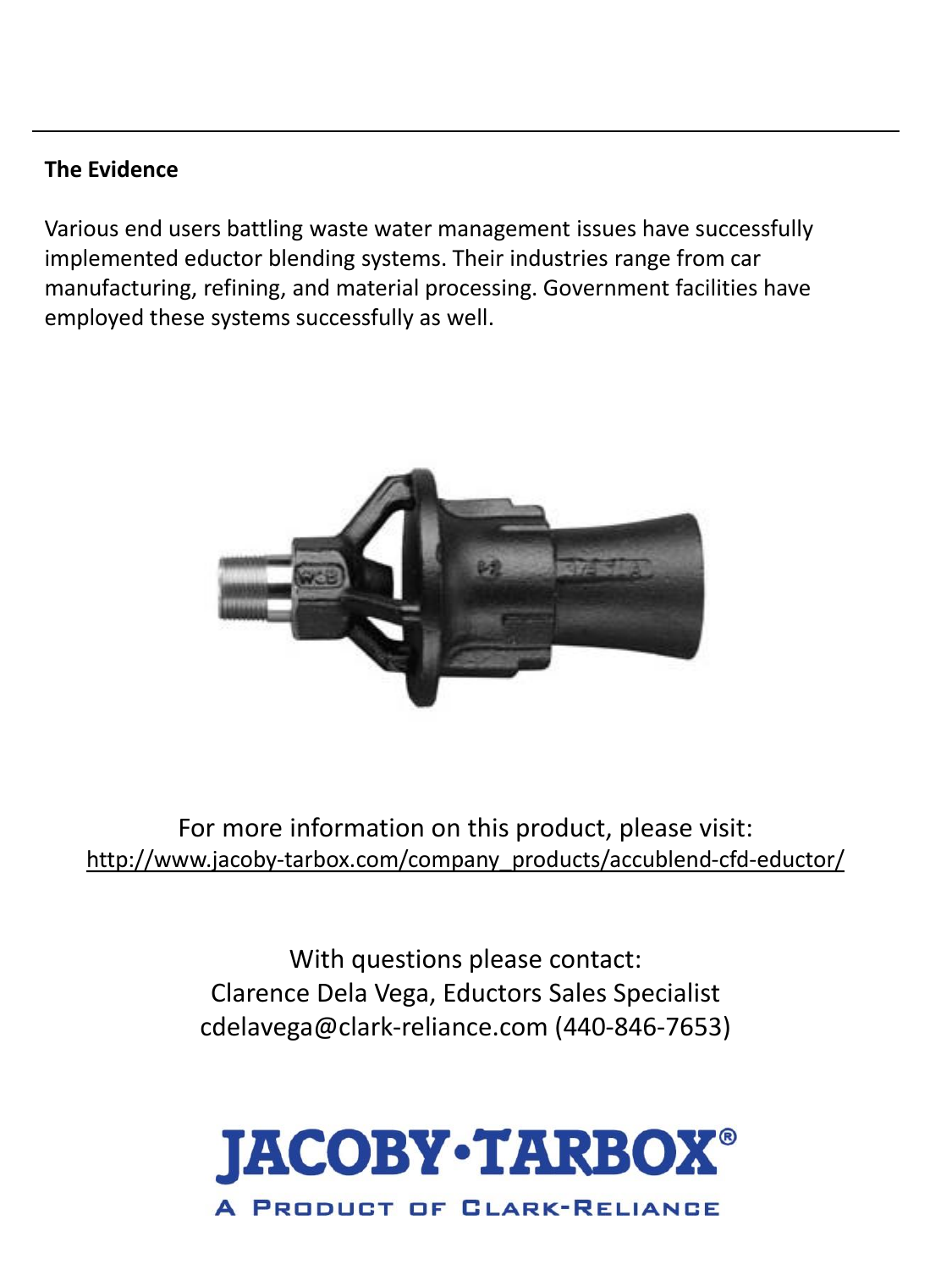**The Evidence**

Various end users battling waste water management issues have successfully implemented eductor blending systems. Their industries range from car manufacturing, refining, and material processing. Government facilities have employed these systems successfully as well.

For more information on this product, please visit:
http://www.jacoby-tarbox.com/company_products/accublend-cfd-eductor/

With questions please contact:
Clarence Dela Vega, Eductors Sales Specialist
cdelavega@clark-reliance.com (440-846-7653)

JACOBY•TARBOX®
A PRODUCT OF CLARK-RELIANCE